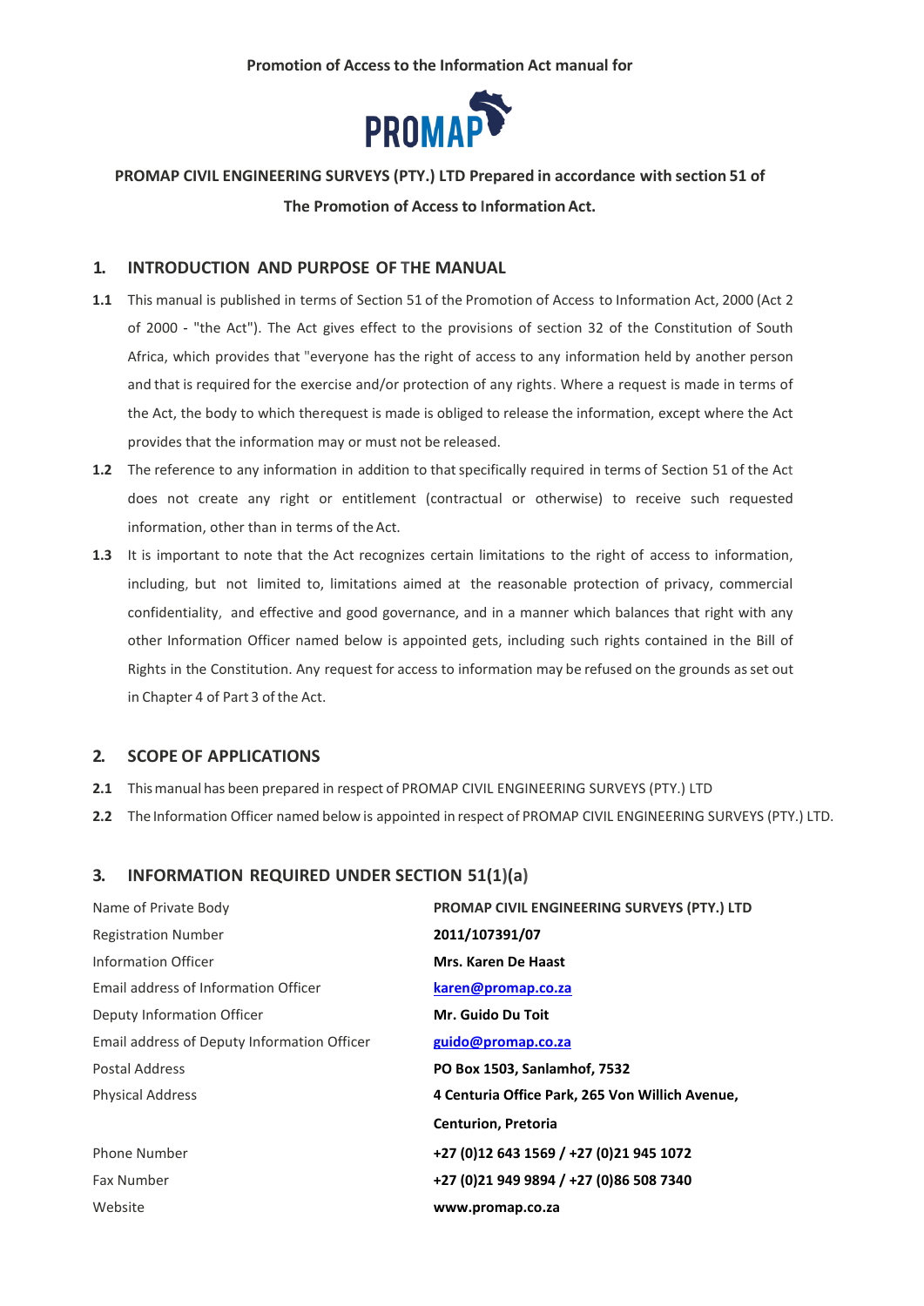**Promotion of Access to the Information Act manual for**

**PROMAP CIVIL ENGINEERING SURVEYS (PTY.) LTD Prepared in accordance with section 51 of The Promotion of Access to Information Act.**

## 1. INTRODUCTION AND PURPOSE OF THE MANUAL

**1.1** This manual is published in terms of Section 51 of the Promotion of Access to Information Act, 2000 (Act 2 of 2000 - "the Act"). The Act gives effect to the provisions of section 32 of the Constitution of South Africa, which provides that "everyone has the right of access to any information held by another person and that is required for the exercise and/or protection of any rights. Where a request is made in terms of the Act, the body to which therequest is made is obliged to release the information, except where the Act provides that the information may or must not be released.

**1.2** The reference to any information in addition to that specifically required in terms of Section 51 of the Act does not create any right or entitlement (contractual or otherwise) to receive such requested information, other than in terms of the Act.

**1.3** It is important to note that the Act recognizes certain limitations to the right of access to information, including, but not limited to, limitations aimed at the reasonable protection of privacy, commercial confidentiality, and effective and good governance, and in a manner which balances that right with any other Information Officer named below is appointed gets, including such rights contained in the Bill of Rights in the Constitution. Any request for access to information may be refused on the grounds as set out in Chapter 4 of Part 3 of the Act.

## 2. SCOPE OF APPLICATIONS

**2.1** This manual has been prepared in respect of PROMAP CIVIL ENGINEERING SURVEYS (PTY.) LTD

**2.2** The Information Officer named below is appointed in respect of PROMAP CIVIL ENGINEERING SURVEYS (PTY.) LTD.

## 3. INFORMATION REQUIRED UNDER SECTION 51(1)(a)

| | |
|---|---|
| Name of Private Body | **PROMAP CIVIL ENGINEERING SURVEYS (PTY.) LTD** |
| Registration Number | **2011/107391/07** |
| Information Officer | **Mrs. Karen De Haast** |
| Email address of Information Officer | **karen@promap.co.za** |
| Deputy Information Officer | **Mr. Guido Du Toit** |
| Email address of Deputy Information Officer | **guido@promap.co.za** |
| Postal Address | **PO Box 1503, Sanlamhof, 7532** |
| Physical Address | **4 Centuria Office Park, 265 Von Willich Avenue, Centurion, Pretoria** |
| Phone Number | **+27 (0)12 643 1569 / +27 (0)21 945 1072** |
| Fax Number | **+27 (0)21 949 9894 / +27 (0)86 508 7340** |
| Website | **www.promap.co.za** |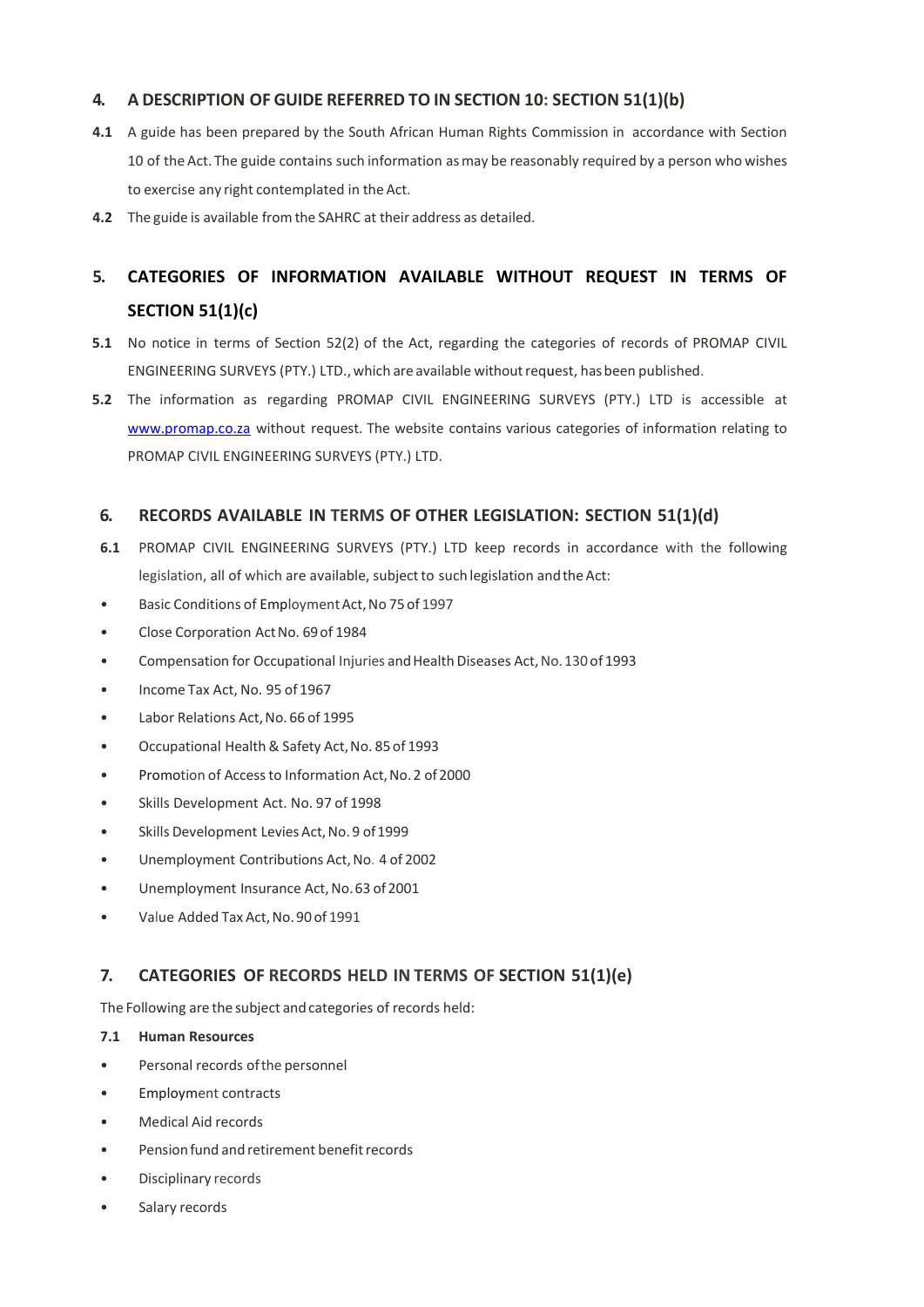## 4. A DESCRIPTION OF GUIDE REFERRED TO IN SECTION 10: SECTION 51(1)(b)

**4.1** A guide has been prepared by the South African Human Rights Commission in accordance with Section 10 of the Act. The guide contains such information as may be reasonably required by a person who wishes to exercise any right contemplated in the Act.

**4.2** The guide is available from the SAHRC at their address as detailed.

## 5. CATEGORIES OF INFORMATION AVAILABLE WITHOUT REQUEST IN TERMS OF SECTION 51(1)(c)

**5.1** No notice in terms of Section 52(2) of the Act, regarding the categories of records of PROMAP CIVIL ENGINEERING SURVEYS (PTY.) LTD., which are available without request, has been published.

**5.2** The information as regarding PROMAP CIVIL ENGINEERING SURVEYS (PTY.) LTD is accessible at www.promap.co.za without request. The website contains various categories of information relating to PROMAP CIVIL ENGINEERING SURVEYS (PTY.) LTD.

## 6. RECORDS AVAILABLE IN TERMS OF OTHER LEGISLATION: SECTION 51(1)(d)

**6.1** PROMAP CIVIL ENGINEERING SURVEYS (PTY.) LTD keep records in accordance with the following legislation, all of which are available, subject to such legislation and the Act:

- Basic Conditions of Employment Act, No 75 of 1997
- Close Corporation Act No. 69 of 1984
- Compensation for Occupational Injuries and Health Diseases Act, No. 130 of 1993
- Income Tax Act, No. 95 of 1967
- Labor Relations Act, No. 66 of 1995
- Occupational Health & Safety Act, No. 85 of 1993
- Promotion of Access to Information Act, No. 2 of 2000
- Skills Development Act. No. 97 of 1998
- Skills Development Levies Act, No. 9 of 1999
- Unemployment Contributions Act, No. 4 of 2002
- Unemployment Insurance Act, No. 63 of 2001
- Value Added Tax Act, No. 90 of 1991

## 7. CATEGORIES OF RECORDS HELD IN TERMS OF SECTION 51(1)(e)

The Following are the subject and categories of records held:

**7.1 Human Resources**

- Personal records of the personnel
- Employment contracts
- Medical Aid records
- Pension fund and retirement benefit records
- Disciplinary records
- Salary records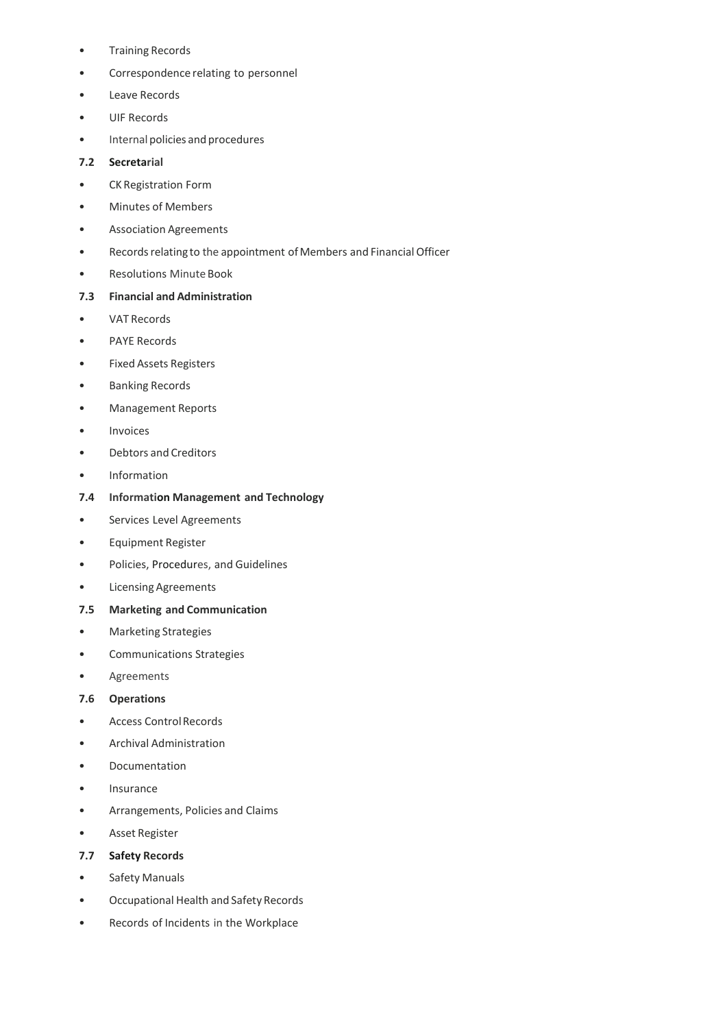- Training Records
- Correspondence relating to personnel
- Leave Records
- UIF Records
- Internal policies and procedures

### 7.2 Secretarial

- CK Registration Form
- Minutes of Members
- Association Agreements
- Records relating to the appointment of Members and Financial Officer
- Resolutions Minute Book

### 7.3 Financial and Administration

- VAT Records
- PAYE Records
- Fixed Assets Registers
- Banking Records
- Management Reports
- Invoices
- Debtors and Creditors
- Information

### 7.4 Information Management and Technology

- Services Level Agreements
- Equipment Register
- Policies, Procedures, and Guidelines
- Licensing Agreements

### 7.5 Marketing and Communication

- Marketing Strategies
- Communications Strategies
- Agreements

### 7.6 Operations

- Access Control Records
- Archival Administration
- Documentation
- Insurance
- Arrangements, Policies and Claims
- Asset Register

### 7.7 Safety Records

- Safety Manuals
- Occupational Health and Safety Records
- Records of Incidents in the Workplace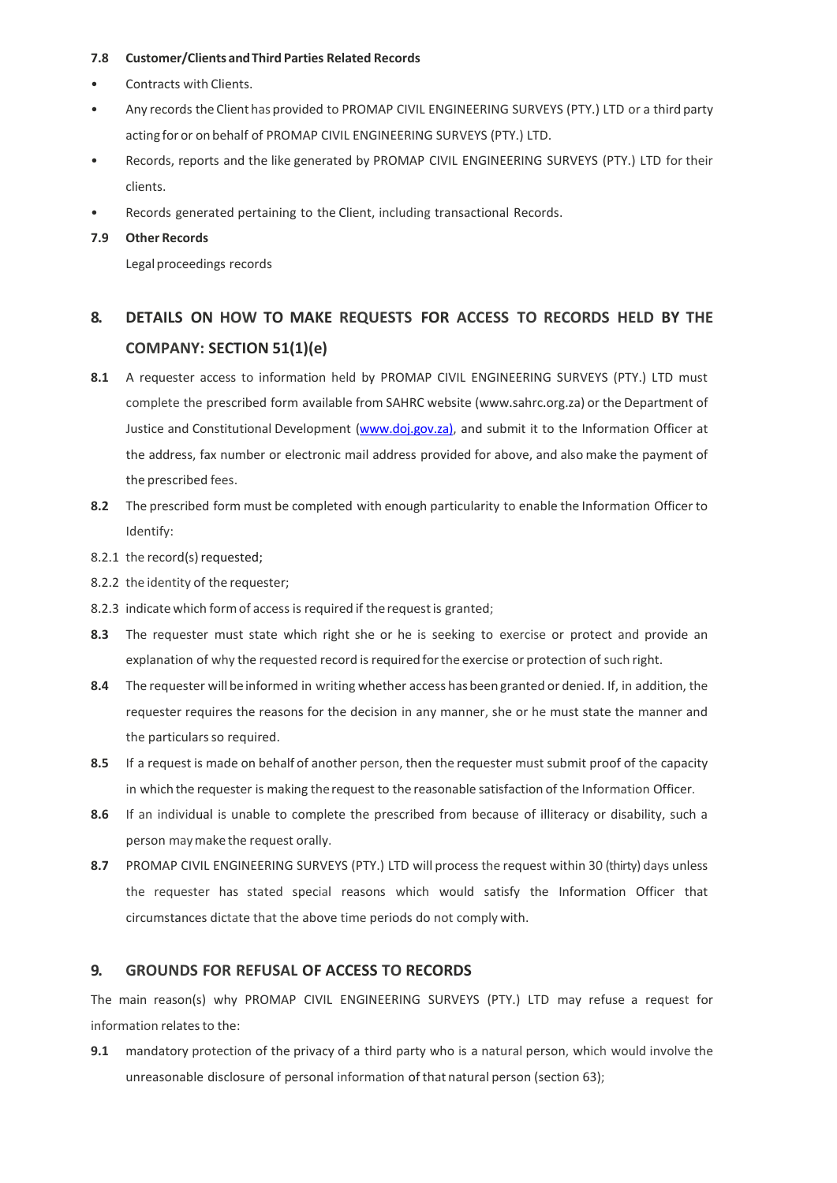**7.8 Customer/Clients and Third Parties Related Records**

- Contracts with Clients.
- Any records the Client has provided to PROMAP CIVIL ENGINEERING SURVEYS (PTY.) LTD or a third party acting for or on behalf of PROMAP CIVIL ENGINEERING SURVEYS (PTY.) LTD.
- Records, reports and the like generated by PROMAP CIVIL ENGINEERING SURVEYS (PTY.) LTD for their clients.
- Records generated pertaining to the Client, including transactional Records.

**7.9 Other Records**

Legal proceedings records

## 8. DETAILS ON HOW TO MAKE REQUESTS FOR ACCESS TO RECORDS HELD BY THE COMPANY: SECTION 51(1)(e)

**8.1** A requester access to information held by PROMAP CIVIL ENGINEERING SURVEYS (PTY.) LTD must complete the prescribed form available from SAHRC website (www.sahrc.org.za) or the Department of Justice and Constitutional Development ([www.doj.gov.za](http://www.doj.gov.za)), and submit it to the Information Officer at the address, fax number or electronic mail address provided for above, and also make the payment of the prescribed fees.

**8.2** The prescribed form must be completed with enough particularity to enable the Information Officer to Identify:

8.2.1 the record(s) requested;

8.2.2 the identity of the requester;

8.2.3 indicate which form of access is required if the request is granted;

**8.3** The requester must state which right she or he is seeking to exercise or protect and provide an explanation of why the requested record is required for the exercise or protection of such right.

**8.4** The requester will be informed in writing whether access has been granted or denied. If, in addition, the requester requires the reasons for the decision in any manner, she or he must state the manner and the particulars so required.

**8.5** If a request is made on behalf of another person, then the requester must submit proof of the capacity in which the requester is making the request to the reasonable satisfaction of the Information Officer.

**8.6** If an individual is unable to complete the prescribed from because of illiteracy or disability, such a person may make the request orally.

**8.7** PROMAP CIVIL ENGINEERING SURVEYS (PTY.) LTD will process the request within 30 (thirty) days unless the requester has stated special reasons which would satisfy the Information Officer that circumstances dictate that the above time periods do not comply with.

## 9. GROUNDS FOR REFUSAL OF ACCESS TO RECORDS

The main reason(s) why PROMAP CIVIL ENGINEERING SURVEYS (PTY.) LTD may refuse a request for information relates to the:

**9.1** mandatory protection of the privacy of a third party who is a natural person, which would involve the unreasonable disclosure of personal information of that natural person (section 63);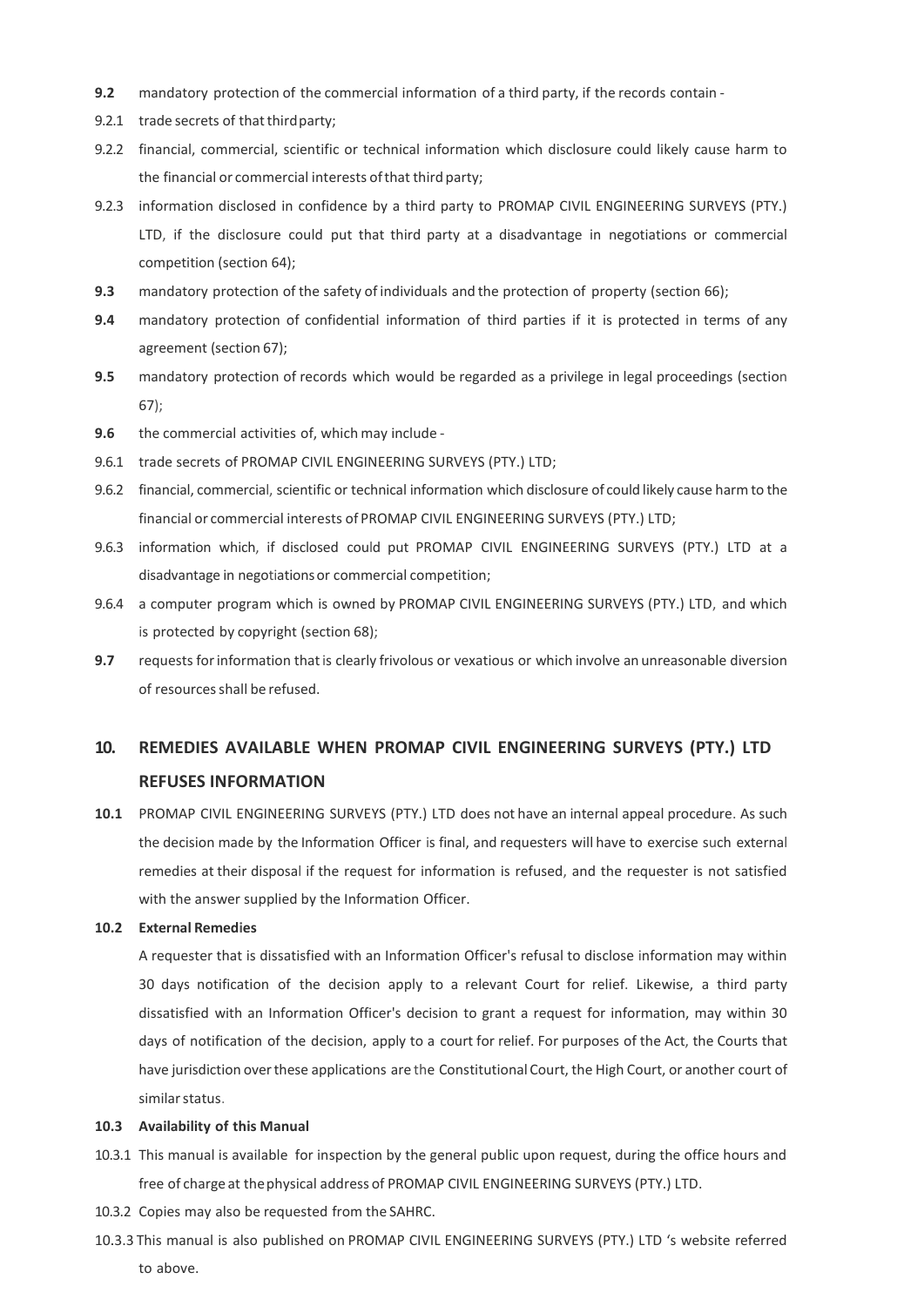**9.2** mandatory protection of the commercial information of a third party, if the records contain -

9.2.1 trade secrets of that third party;

9.2.2 financial, commercial, scientific or technical information which disclosure could likely cause harm to the financial or commercial interests of that third party;

9.2.3 information disclosed in confidence by a third party to PROMAP CIVIL ENGINEERING SURVEYS (PTY.) LTD, if the disclosure could put that third party at a disadvantage in negotiations or commercial competition (section 64);

**9.3** mandatory protection of the safety of individuals and the protection of property (section 66);

**9.4** mandatory protection of confidential information of third parties if it is protected in terms of any agreement (section 67);

**9.5** mandatory protection of records which would be regarded as a privilege in legal proceedings (section 67);

**9.6** the commercial activities of, which may include -

9.6.1 trade secrets of PROMAP CIVIL ENGINEERING SURVEYS (PTY.) LTD;

9.6.2 financial, commercial, scientific or technical information which disclosure of could likely cause harm to the financial or commercial interests of PROMAP CIVIL ENGINEERING SURVEYS (PTY.) LTD;

9.6.3 information which, if disclosed could put PROMAP CIVIL ENGINEERING SURVEYS (PTY.) LTD at a disadvantage in negotiations or commercial competition;

9.6.4 a computer program which is owned by PROMAP CIVIL ENGINEERING SURVEYS (PTY.) LTD, and which is protected by copyright (section 68);

**9.7** requests for information that is clearly frivolous or vexatious or which involve an unreasonable diversion of resources shall be refused.

## 10. REMEDIES AVAILABLE WHEN PROMAP CIVIL ENGINEERING SURVEYS (PTY.) LTD REFUSES INFORMATION

**10.1** PROMAP CIVIL ENGINEERING SURVEYS (PTY.) LTD does not have an internal appeal procedure. As such the decision made by the Information Officer is final, and requesters will have to exercise such external remedies at their disposal if the request for information is refused, and the requester is not satisfied with the answer supplied by the Information Officer.

**10.2 External Remedies**

A requester that is dissatisfied with an Information Officer's refusal to disclose information may within 30 days notification of the decision apply to a relevant Court for relief. Likewise, a third party dissatisfied with an Information Officer's decision to grant a request for information, may within 30 days of notification of the decision, apply to a court for relief. For purposes of the Act, the Courts that have jurisdiction over these applications are the Constitutional Court, the High Court, or another court of similar status.

**10.3 Availability of this Manual**

10.3.1 This manual is available for inspection by the general public upon request, during the office hours and free of charge at the physical address of PROMAP CIVIL ENGINEERING SURVEYS (PTY.) LTD.

10.3.2 Copies may also be requested from the SAHRC.

10.3.3 This manual is also published on PROMAP CIVIL ENGINEERING SURVEYS (PTY.) LTD 's website referred to above.